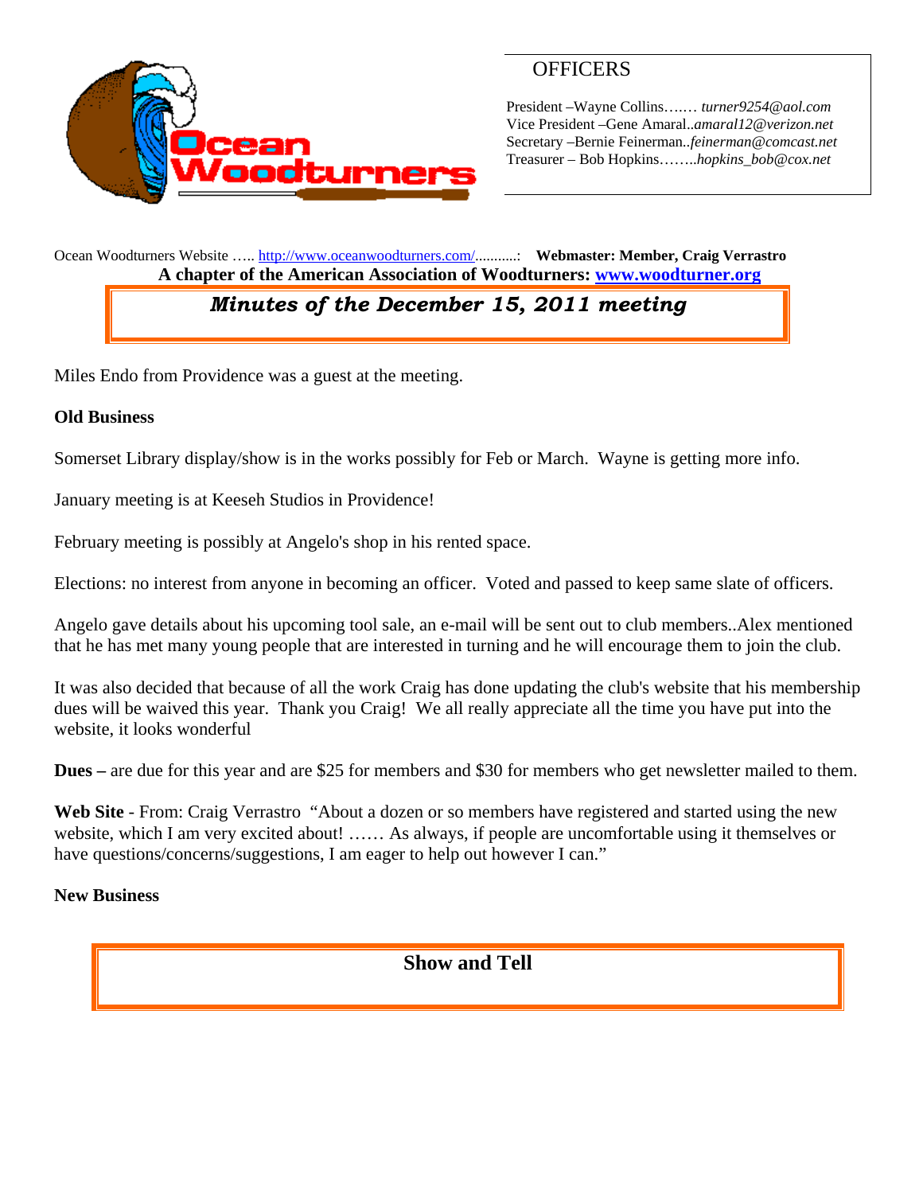Ocean Woodturners

## OFFICERS

President –Wayne Collins…..… *turner9254@aol.com*
Vice President –Gene Amaral..*amaral12@verizon.net*
Secretary –Bernie Feinerman..*feinerman@comcast.net*
Treasurer – Bob Hopkins……..*hopkins_bob@cox.net*

Ocean Woodturners Website ….. http://www.oceanwoodturners.com/..........: **Webmaster: Member, Craig Verrastro**
**A chapter of the American Association of Woodturners: www.woodturner.org**

# *Minutes of the December 15, 2011 meeting*

Miles Endo from Providence was a guest at the meeting.

**Old Business**

Somerset Library display/show is in the works possibly for Feb or March. Wayne is getting more info.

January meeting is at Keeseh Studios in Providence!

February meeting is possibly at Angelo's shop in his rented space.

Elections: no interest from anyone in becoming an officer. Voted and passed to keep same slate of officers.

Angelo gave details about his upcoming tool sale, an e-mail will be sent out to club members..Alex mentioned that he has met many young people that are interested in turning and he will encourage them to join the club.

It was also decided that because of all the work Craig has done updating the club's website that his membership dues will be waived this year. Thank you Craig! We all really appreciate all the time you have put into the website, it looks wonderful

**Dues –** are due for this year and are $25 for members and $30 for members who get newsletter mailed to them.

**Web Site** - From: Craig Verrastro "About a dozen or so members have registered and started using the new website, which I am very excited about! …… As always, if people are uncomfortable using it themselves or have questions/concerns/suggestions, I am eager to help out however I can."

**New Business**

## Show and Tell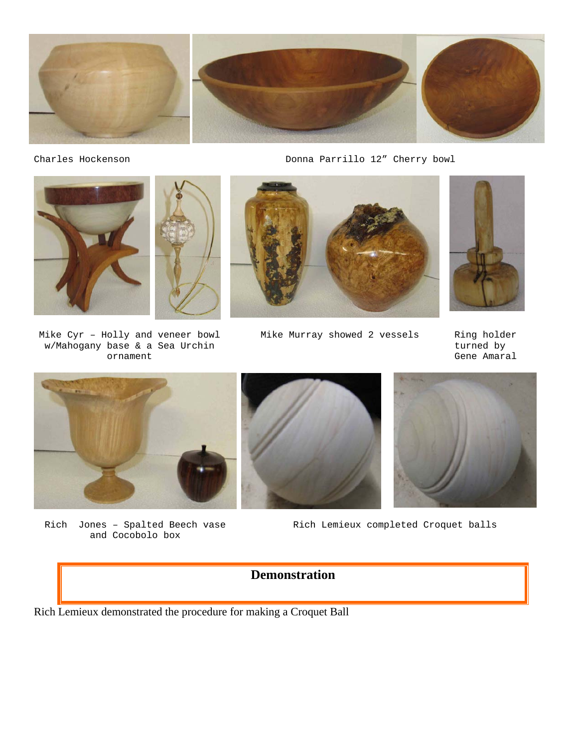Charles Hockenson

Donna Parrillo 12" Cherry bowl

Mike Cyr – Holly and veneer bowl w/Mahogany base & a Sea Urchin ornament

Mike Murray showed 2 vessels

Ring holder turned by Gene Amaral

Rich Jones – Spalted Beech vase and Cocobolo box

Rich Lemieux completed Croquet balls

## Demonstration

Rich Lemieux demonstrated the procedure for making a Croquet Ball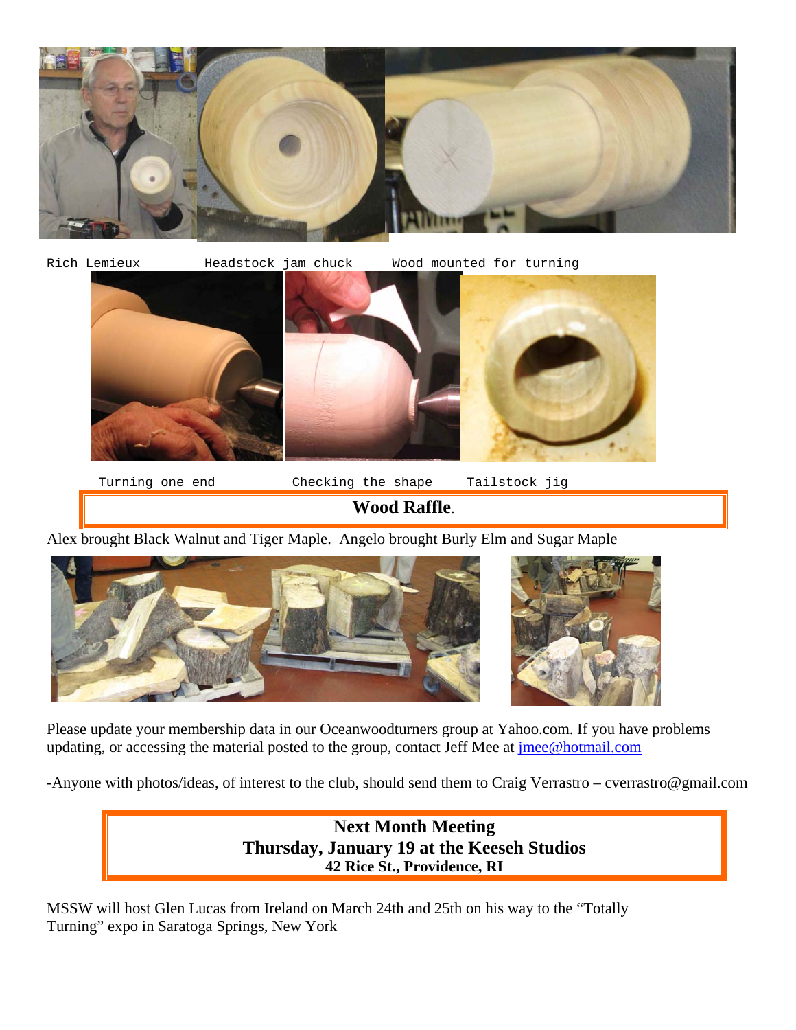Rich Lemieux Headstock jam chuck Wood mounted for turning

Turning one end Checking the shape Tailstock jig

**Wood Raffle**.

Alex brought Black Walnut and Tiger Maple. Angelo brought Burly Elm and Sugar Maple

Please update your membership data in our Oceanwoodturners group at Yahoo.com. If you have problems updating, or accessing the material posted to the group, contact Jeff Mee at jmee@hotmail.com

-Anyone with photos/ideas, of interest to the club, should send them to Craig Verrastro – cverrastro@gmail.com

**Next Month Meeting**
**Thursday, January 19 at the Keeseh Studios**
**42 Rice St., Providence, RI**

MSSW will host Glen Lucas from Ireland on March 24th and 25th on his way to the "Totally Turning" expo in Saratoga Springs, New York